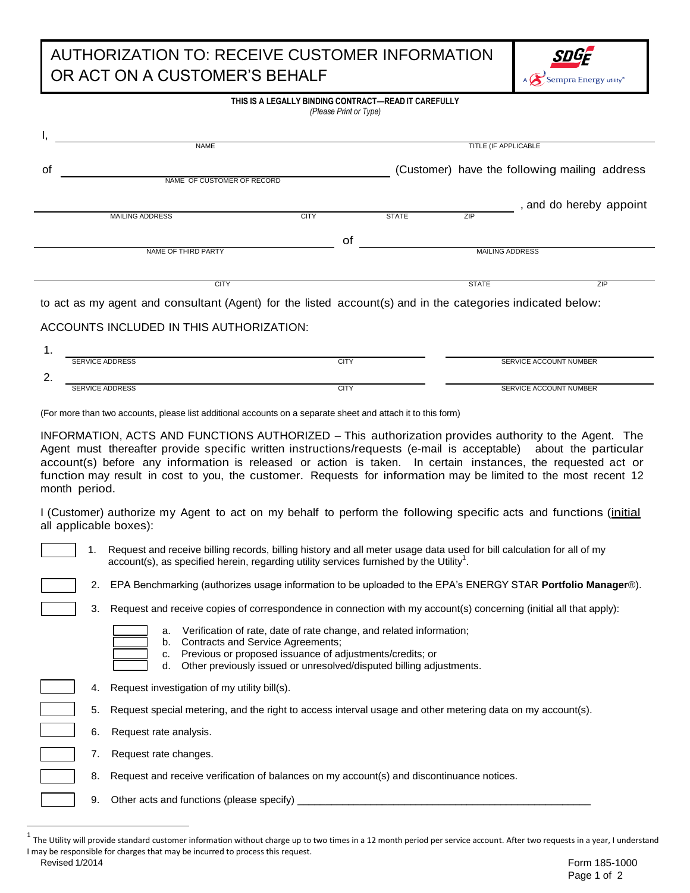# AUTHORIZATION TO: RECEIVE CUSTOMER INFORMATION OR ACT ON A CUSTOMER'S BEHALF

SDGE
A Sempra Energy utility®

**THIS IS A LEGALLY BINDING CONTRACT—READ IT CAREFULLY**
*(Please Print or Type)*

I, ______________________________ ______________________________
NAME TITLE (IF APPLICABLE)

of ______________________________ (Customer) have the following mailing address
NAME OF CUSTOMER OF RECORD

______________________________ , and do hereby appoint
MAILING ADDRESS CITY STATE ZIP

______________________________ of ______________________________
NAME OF THIRD PARTY MAILING ADDRESS

______________________________
CITY STATE ZIP

to act as my agent and consultant (Agent) for the listed account(s) and in the categories indicated below:

ACCOUNTS INCLUDED IN THIS AUTHORIZATION:

1. ______________________________ ______________________________
SERVICE ADDRESS CITY SERVICE ACCOUNT NUMBER

2. ______________________________ ______________________________
SERVICE ADDRESS CITY SERVICE ACCOUNT NUMBER

(For more than two accounts, please list additional accounts on a separate sheet and attach it to this form)

INFORMATION, ACTS AND FUNCTIONS AUTHORIZED – This authorization provides authority to the Agent. The Agent must thereafter provide specific written instructions/requests (e-mail is acceptable) about the particular account(s) before any information is released or action is taken. In certain instances, the requested act or function may result in cost to you, the customer. Requests for information may be limited to the most recent 12 month period.

I (Customer) authorize my Agent to act on my behalf to perform the following specific acts and functions (initial all applicable boxes):

☐ 1. Request and receive billing records, billing history and all meter usage data used for bill calculation for all of my account(s), as specified herein, regarding utility services furnished by the Utility[1].

☐ 2. EPA Benchmarking (authorizes usage information to be uploaded to the EPA's ENERGY STAR **Portfolio Manager**®).

☐ 3. Request and receive copies of correspondence in connection with my account(s) concerning (initial all that apply):

- ☐ a. Verification of rate, date of rate change, and related information;
- ☐ b. Contracts and Service Agreements;
- ☐ c. Previous or proposed issuance of adjustments/credits; or
- ☐ d. Other previously issued or unresolved/disputed billing adjustments.

☐ 4. Request investigation of my utility bill(s).

☐ 5. Request special metering, and the right to access interval usage and other metering data on my account(s).

☐ 6. Request rate analysis.

☐ 7. Request rate changes.

☐ 8. Request and receive verification of balances on my account(s) and discontinuance notices.

☐ 9. Other acts and functions (please specify) ______________________________

[1] The Utility will provide standard customer information without charge up to two times in a 12 month period per service account. After two requests in a year, I understand I may be responsible for charges that may be incurred to process this request.

Revised 1/2014

Form 185-1000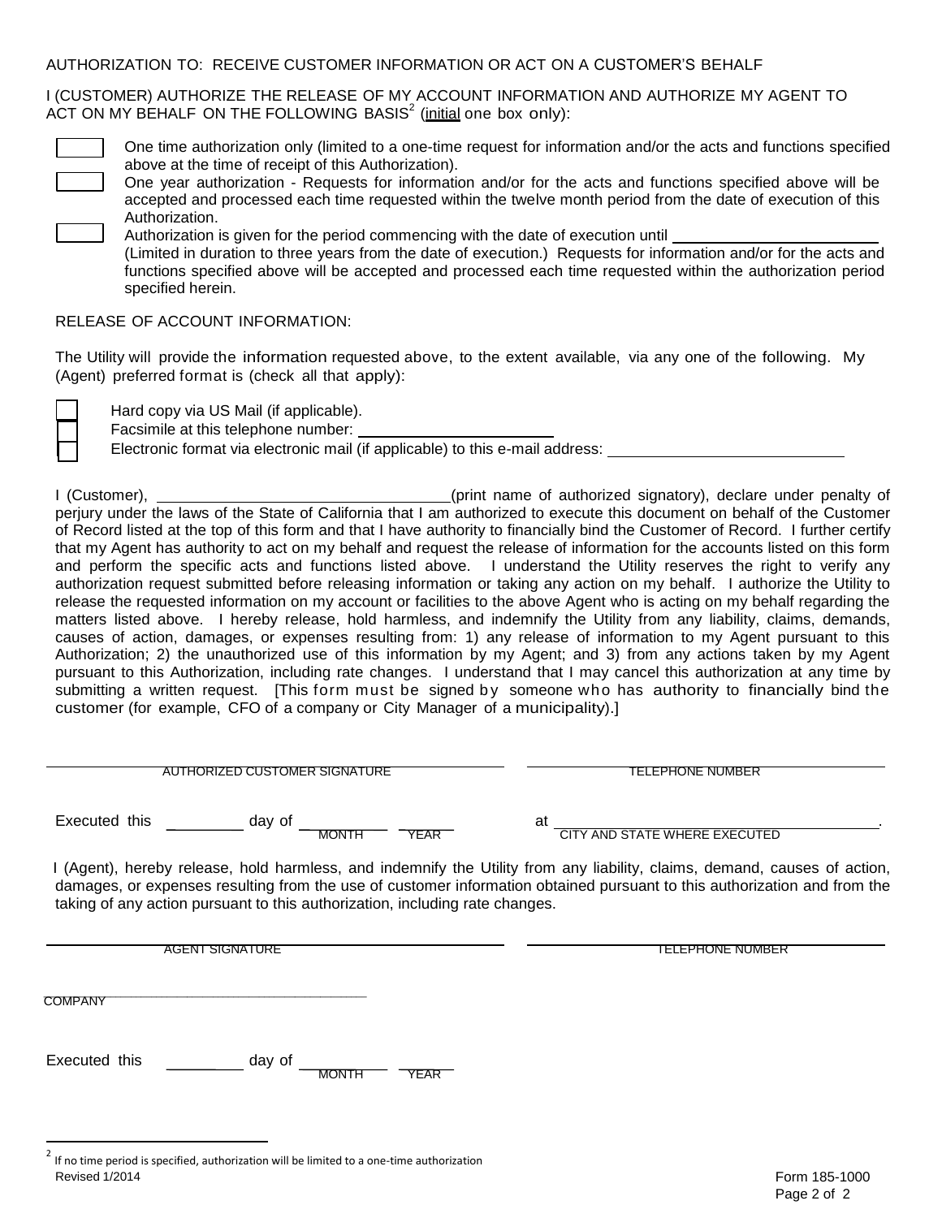AUTHORIZATION TO: RECEIVE CUSTOMER INFORMATION OR ACT ON A CUSTOMER'S BEHALF

I (CUSTOMER) AUTHORIZE THE RELEASE OF MY ACCOUNT INFORMATION AND AUTHORIZE MY AGENT TO ACT ON MY BEHALF ON THE FOLLOWING BASIS[2] (initial one box only):

☐ One time authorization only (limited to a one-time request for information and/or the acts and functions specified above at the time of receipt of this Authorization).

☐ One year authorization - Requests for information and/or for the acts and functions specified above will be accepted and processed each time requested within the twelve month period from the date of execution of this Authorization.

☐ Authorization is given for the period commencing with the date of execution until ______________________ (Limited in duration to three years from the date of execution.) Requests for information and/or for the acts and functions specified above will be accepted and processed each time requested within the authorization period specified herein.

RELEASE OF ACCOUNT INFORMATION:

The Utility will provide the information requested above, to the extent available, via any one of the following. My (Agent) preferred format is (check all that apply):

☐ Hard copy via US Mail (if applicable).
☐ Facsimile at this telephone number: ______________________
☐ Electronic format via electronic mail (if applicable) to this e-mail address: ____________________________

I (Customer), _________________________________(print name of authorized signatory), declare under penalty of perjury under the laws of the State of California that I am authorized to execute this document on behalf of the Customer of Record listed at the top of this form and that I have authority to financially bind the Customer of Record. I further certify that my Agent has authority to act on my behalf and request the release of information for the accounts listed on this form and perform the specific acts and functions listed above. I understand the Utility reserves the right to verify any authorization request submitted before releasing information or taking any action on my behalf. I authorize the Utility to release the requested information on my account or facilities to the above Agent who is acting on my behalf regarding the matters listed above. I hereby release, hold harmless, and indemnify the Utility from any liability, claims, demands, causes of action, damages, or expenses resulting from: 1) any release of information to my Agent pursuant to this Authorization; 2) the unauthorized use of this information by my Agent; and 3) from any actions taken by my Agent pursuant to this Authorization, including rate changes. I understand that I may cancel this authorization at any time by submitting a written request. [This form must be signed by someone who has authority to financially bind the customer (for example, CFO of a company or City Manager of a municipality).]

_________________________________ AUTHORIZED CUSTOMER SIGNATURE          _________________________________ TELEPHONE NUMBER

Executed this ________ day of __________ MONTH ______ YEAR at _________________________________ CITY AND STATE WHERE EXECUTED.

I (Agent), hereby release, hold harmless, and indemnify the Utility from any liability, claims, demand, causes of action, damages, or expenses resulting from the use of customer information obtained pursuant to this authorization and from the taking of any action pursuant to this authorization, including rate changes.

_________________________________ AGENT SIGNATURE          _________________________________ TELEPHONE NUMBER

_________________________________ COMPANY

Executed this ________ day of __________ MONTH ______ YEAR

[2] If no time period is specified, authorization will be limited to a one-time authorization

Revised 1/2014

Form 185-1000